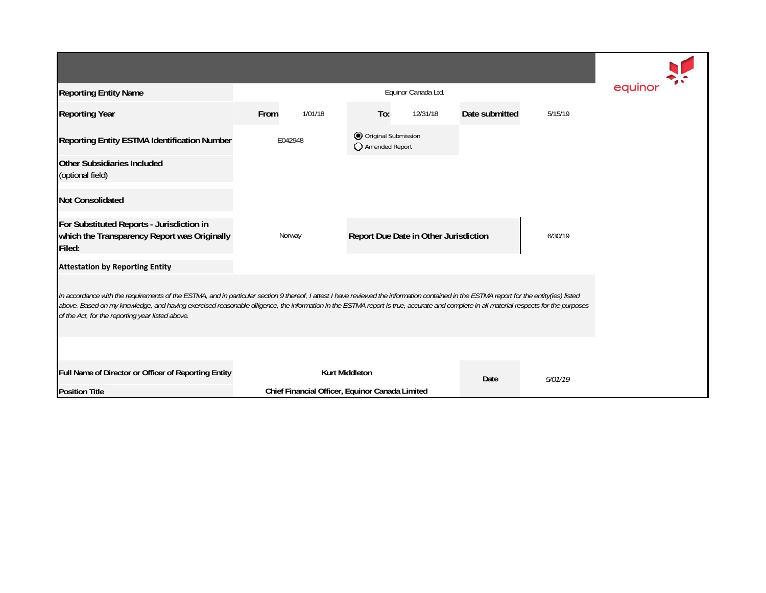equinor

| | | | | | |
|---|---|---|---|---|---|
| **Reporting Entity Name** | Equinor Canada Ltd. | | | | |
| **Reporting Year** | **From** 1/01/18 | **To:** 12/31/18 | | **Date submitted** | 5/15/19 |
| **Reporting Entity ESTMA Identification Number** | E042948 | ◉ Original Submission<br>○ Amended Report | | | |
| **Other Subsidiaries Included**<br>(optional field) | | | | | |
| **Not Consolidated** | | | | | |
| **For Substituted Reports - Jurisdiction in which the Transparency Report was Originally Filed:** | Norway | **Report Due Date in Other Jurisdiction** | | | 6/30/19 |

**Attestation by Reporting Entity**

*In accordance with the requirements of the ESTMA, and in particular section 9 thereof, I attest I have reviewed the information contained in the ESTMA report for the entity(ies) listed above. Based on my knowledge, and having exercised reasonable diligence, the information in the ESTMA report is true, accurate and complete in all material respects for the purposes of the Act, for the reporting year listed above.*

| | | | |
|---|---|---|---|
| **Full Name of Director or Officer of Reporting Entity** | **Kurt Middleton** | **Date** | *5/01/19* |
| **Position Title** | **Chief Financial Officer, Equinor Canada Limited** | | |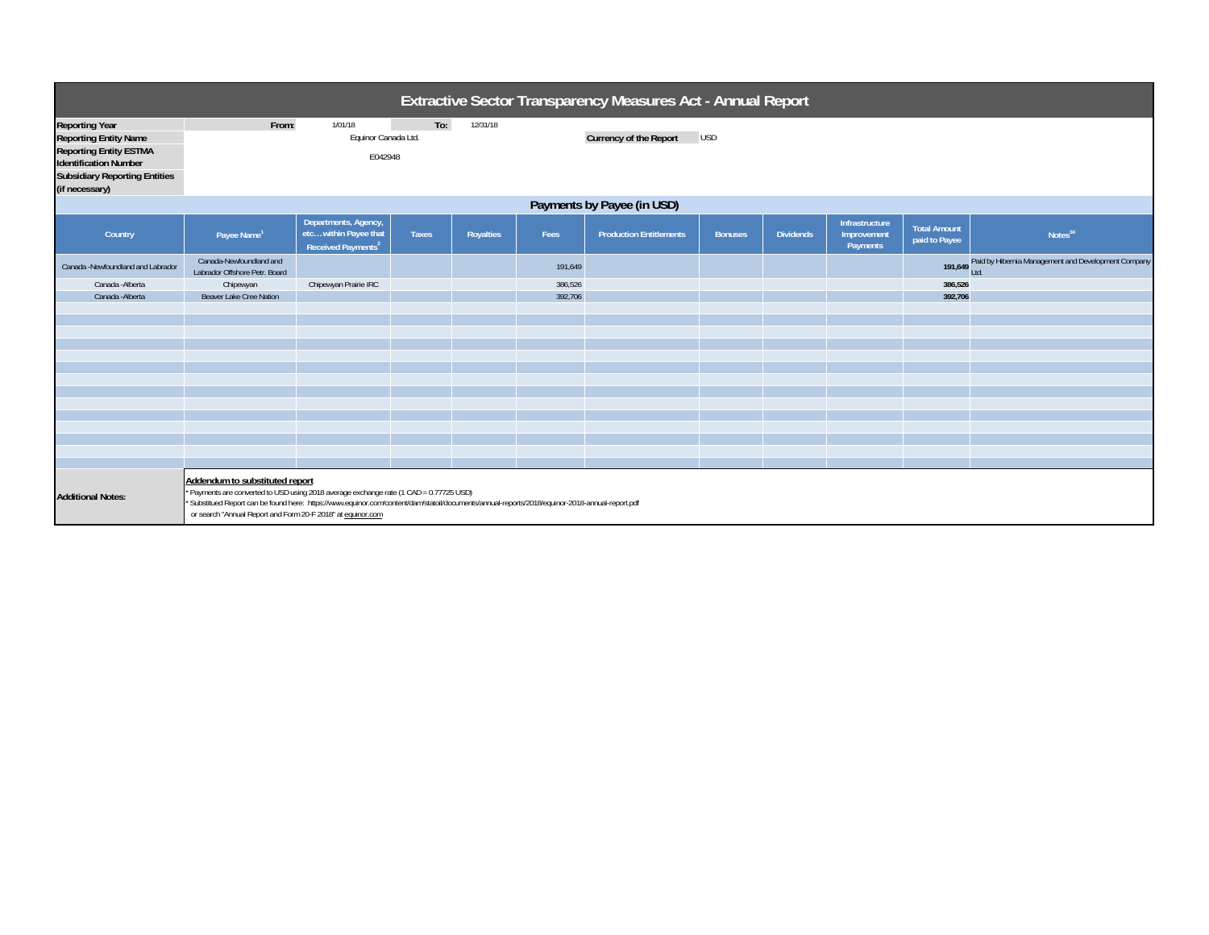# Extractive Sector Transparency Measures Act - Annual Report

| | | | | |
|---|---|---|---|---|
| **Reporting Year** | From: | 1/01/18 | To: | 12/31/18 |
| **Reporting Entity Name** | Equinor Canada Ltd. | | **Currency of the Report** | USD |
| **Reporting Entity ESTMA Identification Number** | E042948 | | | |
| **Subsidiary Reporting Entities (if necessary)** | | | | |

## Payments by Payee (in USD)

| Country | Payee Name[1] | Departments, Agency, etc… within Payee that Received Payments[2] | Taxes | Royalties | Fees | Production Entitlements | Bonuses | Dividends | Infrastructure Improvement Payments | Total Amount paid to Payee | Notes[34] |
|---|---|---|---|---|---|---|---|---|---|---|---|
| Canada -Newfoundland and Labrador | Canada-Newfoundland and Labrador Offshore Petr. Board | | | | 191,649 | | | | | **191,649** | Paid by Hibernia Management and Development Company Ltd. |
| Canada -Alberta | Chipewyan | Chipewyan Prairie IRC | | | 386,526 | | | | | **386,526** | |
| Canada -Alberta | Beaver Lake Cree Nation | | | | 392,706 | | | | | **392,706** | |

**Additional Notes:**

**Addendum to substituted report**

* Payments are converted to USD using 2018 average exchange rate (1 CAD = 0.77725 USD)
* Substitued Report can be found here: https://www.equinor.com/content/dam/statoil/documents/annual-reports/2018/equinor-2018-annual-report.pdf
 or search "Annual Report and Form 20-F 2018" at equinor.com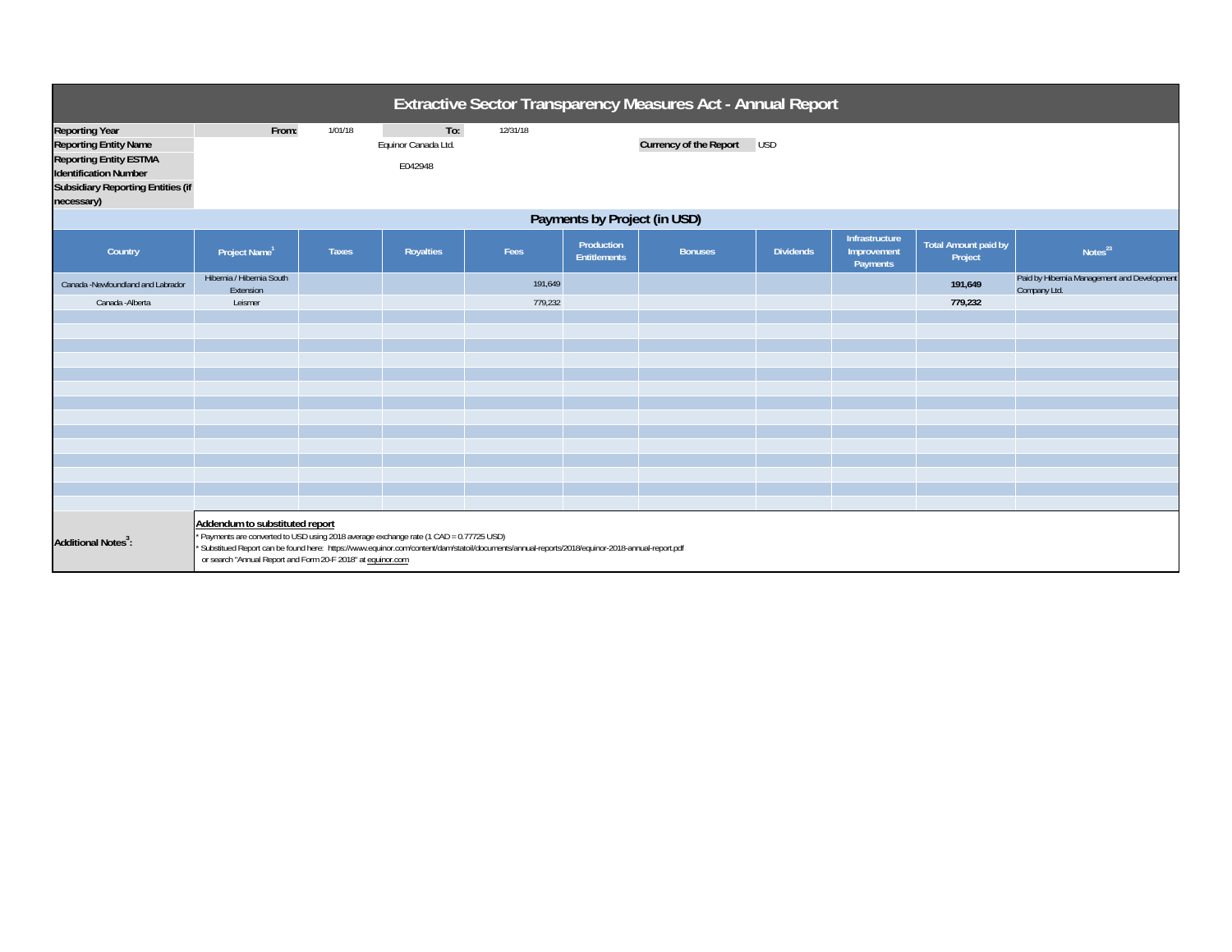# Extractive Sector Transparency Measures Act - Annual Report

| | | | | | |
|---|---|---|---|---|---|
| **Reporting Year** | **From:** | 1/01/18 | **To:** | 12/31/18 | |
| **Reporting Entity Name** | | Equinor Canada Ltd. | | **Currency of the Report** | USD |
| **Reporting Entity ESTMA Identification Number** | | E042948 | | | |
| **Subsidiary Reporting Entities (if necessary)** | | | | | |

## Payments by Project (in USD)

| Country | Project Name[1] | Taxes | Royalties | Fees | Production Entitlements | Bonuses | Dividends | Infrastructure Improvement Payments | Total Amount paid by Project | Notes[23] |
|---|---|---|---|---|---|---|---|---|---|---|
| Canada -Newfoundland and Labrador | Hibernia / Hibernia South Extension | | | 191,649 | | | | | **191,649** | Paid by Hibernia Management and Development Company Ltd. |
| Canada -Alberta | Leismer | | | 779,232 | | | | | **779,232** | |

**Additional Notes[3]:**

**Addendum to substituted report**

* Payments are converted to USD using 2018 average exchange rate (1 CAD = 0.77725 USD)
* Substitued Report can be found here: https://www.equinor.com/content/dam/statoil/documents/annual-reports/2018/equinor-2018-annual-report.pdf
  or search "Annual Report and Form 20-F 2018" at equinor.com